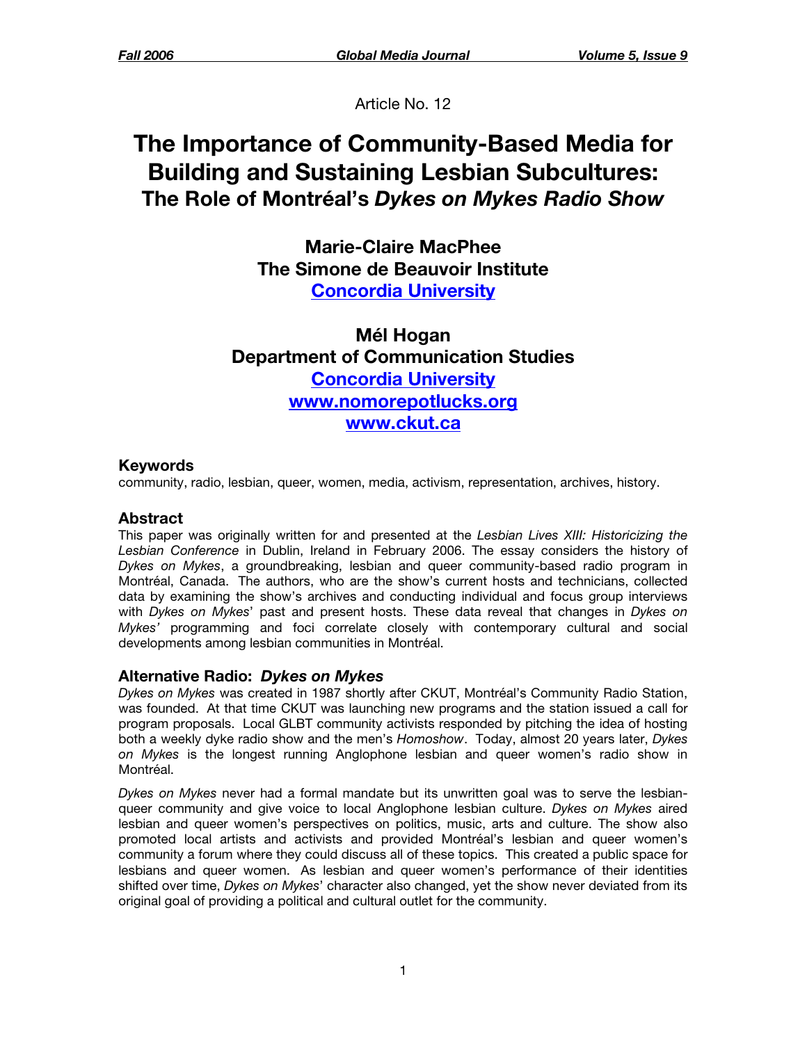Article No. 12

# The Importance of Community-Based Media for Building and Sustaining Lesbian Subcultures: The Role of Montréal's *Dykes on Mykes Radio Show*

**Marie-Claire MacPhee**
**The Simone de Beauvoir Institute**
**Concordia University**

**Mél Hogan**
**Department of Communication Studies**
**Concordia University**
**www.nomorepotlucks.org**
**www.ckut.ca**

### Keywords

community, radio, lesbian, queer, women, media, activism, representation, archives, history.

### Abstract

This paper was originally written for and presented at the *Lesbian Lives XIII: Historicizing the Lesbian Conference* in Dublin, Ireland in February 2006. The essay considers the history of *Dykes on Mykes*, a groundbreaking, lesbian and queer community-based radio program in Montréal, Canada. The authors, who are the show's current hosts and technicians, collected data by examining the show's archives and conducting individual and focus group interviews with *Dykes on Mykes*' past and present hosts. These data reveal that changes in *Dykes on Mykes'* programming and foci correlate closely with contemporary cultural and social developments among lesbian communities in Montréal.

### Alternative Radio: *Dykes on Mykes*

*Dykes on Mykes* was created in 1987 shortly after CKUT, Montréal's Community Radio Station, was founded. At that time CKUT was launching new programs and the station issued a call for program proposals. Local GLBT community activists responded by pitching the idea of hosting both a weekly dyke radio show and the men's *Homoshow*. Today, almost 20 years later, *Dykes on Mykes* is the longest running Anglophone lesbian and queer women's radio show in Montréal.

*Dykes on Mykes* never had a formal mandate but its unwritten goal was to serve the lesbian-queer community and give voice to local Anglophone lesbian culture. *Dykes on Mykes* aired lesbian and queer women's perspectives on politics, music, arts and culture. The show also promoted local artists and activists and provided Montréal's lesbian and queer women's community a forum where they could discuss all of these topics. This created a public space for lesbians and queer women. As lesbian and queer women's performance of their identities shifted over time, *Dykes on Mykes*' character also changed, yet the show never deviated from its original goal of providing a political and cultural outlet for the community.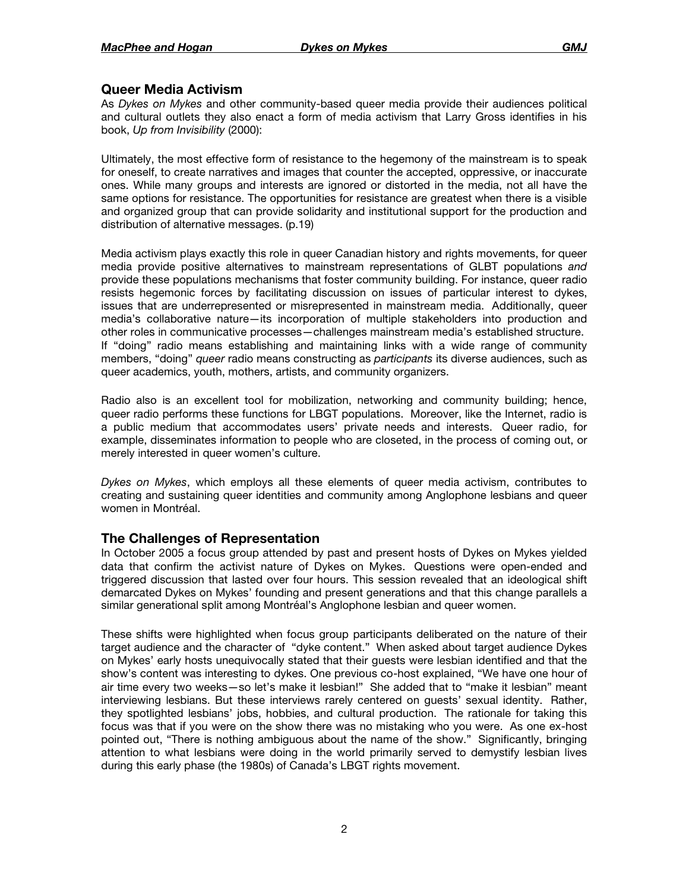## Queer Media Activism

As *Dykes on Mykes* and other community-based queer media provide their audiences political and cultural outlets they also enact a form of media activism that Larry Gross identifies in his book, *Up from Invisibility* (2000):

Ultimately, the most effective form of resistance to the hegemony of the mainstream is to speak for oneself, to create narratives and images that counter the accepted, oppressive, or inaccurate ones. While many groups and interests are ignored or distorted in the media, not all have the same options for resistance. The opportunities for resistance are greatest when there is a visible and organized group that can provide solidarity and institutional support for the production and distribution of alternative messages. (p.19)

Media activism plays exactly this role in queer Canadian history and rights movements, for queer media provide positive alternatives to mainstream representations of GLBT populations *and* provide these populations mechanisms that foster community building. For instance, queer radio resists hegemonic forces by facilitating discussion on issues of particular interest to dykes, issues that are underrepresented or misrepresented in mainstream media. Additionally, queer media's collaborative nature—its incorporation of multiple stakeholders into production and other roles in communicative processes—challenges mainstream media's established structure. If "doing" radio means establishing and maintaining links with a wide range of community members, "doing" *queer* radio means constructing as *participants* its diverse audiences, such as queer academics, youth, mothers, artists, and community organizers.

Radio also is an excellent tool for mobilization, networking and community building; hence, queer radio performs these functions for LBGT populations. Moreover, like the Internet, radio is a public medium that accommodates users' private needs and interests. Queer radio, for example, disseminates information to people who are closeted, in the process of coming out, or merely interested in queer women's culture.

*Dykes on Mykes*, which employs all these elements of queer media activism, contributes to creating and sustaining queer identities and community among Anglophone lesbians and queer women in Montréal.

## The Challenges of Representation

In October 2005 a focus group attended by past and present hosts of Dykes on Mykes yielded data that confirm the activist nature of Dykes on Mykes. Questions were open-ended and triggered discussion that lasted over four hours. This session revealed that an ideological shift demarcated Dykes on Mykes' founding and present generations and that this change parallels a similar generational split among Montréal's Anglophone lesbian and queer women.

These shifts were highlighted when focus group participants deliberated on the nature of their target audience and the character of "dyke content." When asked about target audience Dykes on Mykes' early hosts unequivocally stated that their guests were lesbian identified and that the show's content was interesting to dykes. One previous co-host explained, "We have one hour of air time every two weeks—so let's make it lesbian!" She added that to "make it lesbian" meant interviewing lesbians. But these interviews rarely centered on guests' sexual identity. Rather, they spotlighted lesbians' jobs, hobbies, and cultural production. The rationale for taking this focus was that if you were on the show there was no mistaking who you were. As one ex-host pointed out, "There is nothing ambiguous about the name of the show." Significantly, bringing attention to what lesbians were doing in the world primarily served to demystify lesbian lives during this early phase (the 1980s) of Canada's LBGT rights movement.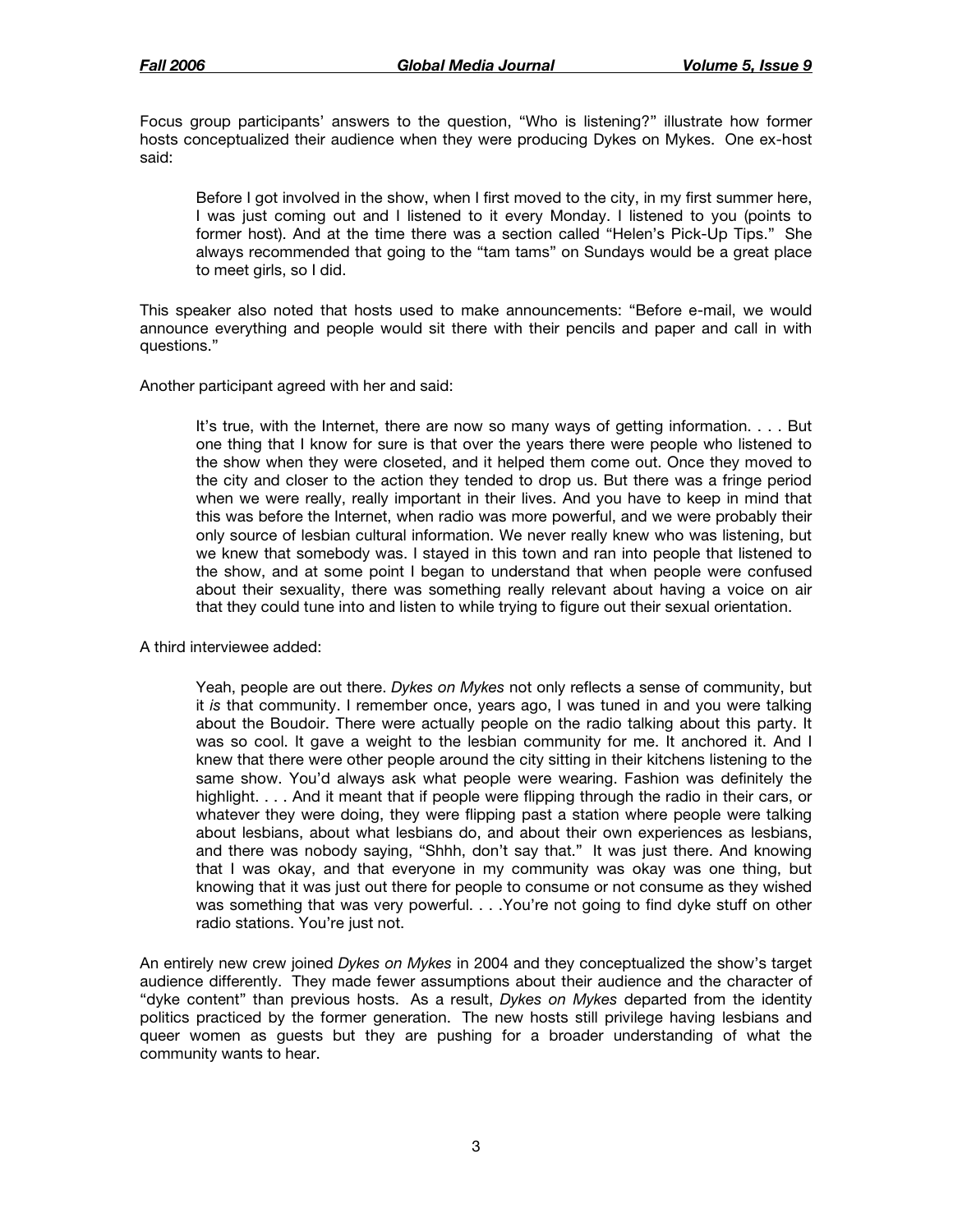Focus group participants' answers to the question, "Who is listening?" illustrate how former hosts conceptualized their audience when they were producing Dykes on Mykes. One ex-host said:

> Before I got involved in the show, when I first moved to the city, in my first summer here, I was just coming out and I listened to it every Monday. I listened to you (points to former host). And at the time there was a section called "Helen's Pick-Up Tips." She always recommended that going to the "tam tams" on Sundays would be a great place to meet girls, so I did.

This speaker also noted that hosts used to make announcements: "Before e-mail, we would announce everything and people would sit there with their pencils and paper and call in with questions."

Another participant agreed with her and said:

> It's true, with the Internet, there are now so many ways of getting information. . . . But one thing that I know for sure is that over the years there were people who listened to the show when they were closeted, and it helped them come out. Once they moved to the city and closer to the action they tended to drop us. But there was a fringe period when we were really, really important in their lives. And you have to keep in mind that this was before the Internet, when radio was more powerful, and we were probably their only source of lesbian cultural information. We never really knew who was listening, but we knew that somebody was. I stayed in this town and ran into people that listened to the show, and at some point I began to understand that when people were confused about their sexuality, there was something really relevant about having a voice on air that they could tune into and listen to while trying to figure out their sexual orientation.

A third interviewee added:

> Yeah, people are out there. *Dykes on Mykes* not only reflects a sense of community, but it *is* that community. I remember once, years ago, I was tuned in and you were talking about the Boudoir. There were actually people on the radio talking about this party. It was so cool. It gave a weight to the lesbian community for me. It anchored it. And I knew that there were other people around the city sitting in their kitchens listening to the same show. You'd always ask what people were wearing. Fashion was definitely the highlight. . . . And it meant that if people were flipping through the radio in their cars, or whatever they were doing, they were flipping past a station where people were talking about lesbians, about what lesbians do, and about their own experiences as lesbians, and there was nobody saying, "Shhh, don't say that." It was just there. And knowing that I was okay, and that everyone in my community was okay was one thing, but knowing that it was just out there for people to consume or not consume as they wished was something that was very powerful. . . .You're not going to find dyke stuff on other radio stations. You're just not.

An entirely new crew joined *Dykes on Mykes* in 2004 and they conceptualized the show's target audience differently. They made fewer assumptions about their audience and the character of "dyke content" than previous hosts. As a result, *Dykes on Mykes* departed from the identity politics practiced by the former generation. The new hosts still privilege having lesbians and queer women as guests but they are pushing for a broader understanding of what the community wants to hear.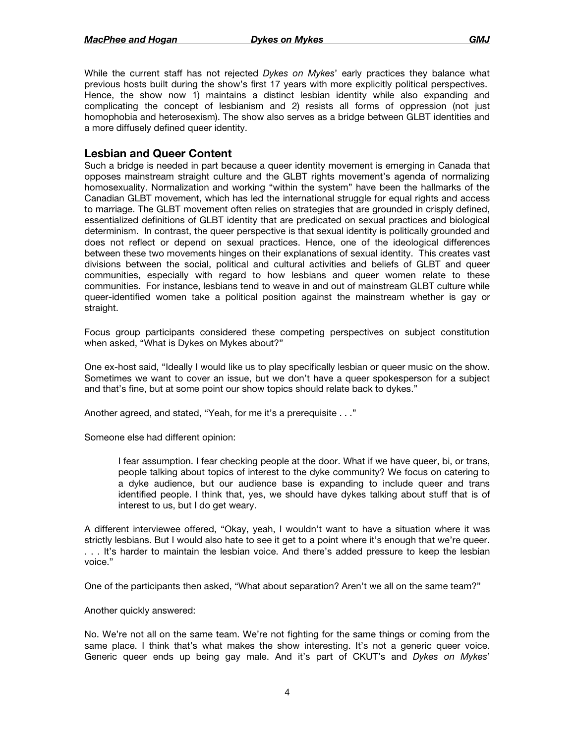While the current staff has not rejected *Dykes on Mykes*' early practices they balance what previous hosts built during the show's first 17 years with more explicitly political perspectives. Hence, the show now 1) maintains a distinct lesbian identity while also expanding and complicating the concept of lesbianism and 2) resists all forms of oppression (not just homophobia and heterosexism). The show also serves as a bridge between GLBT identities and a more diffusely defined queer identity.

## Lesbian and Queer Content

Such a bridge is needed in part because a queer identity movement is emerging in Canada that opposes mainstream straight culture and the GLBT rights movement's agenda of normalizing homosexuality. Normalization and working "within the system" have been the hallmarks of the Canadian GLBT movement, which has led the international struggle for equal rights and access to marriage. The GLBT movement often relies on strategies that are grounded in crisply defined, essentialized definitions of GLBT identity that are predicated on sexual practices and biological determinism. In contrast, the queer perspective is that sexual identity is politically grounded and does not reflect or depend on sexual practices. Hence, one of the ideological differences between these two movements hinges on their explanations of sexual identity. This creates vast divisions between the social, political and cultural activities and beliefs of GLBT and queer communities, especially with regard to how lesbians and queer women relate to these communities. For instance, lesbians tend to weave in and out of mainstream GLBT culture while queer-identified women take a political position against the mainstream whether is gay or straight.

Focus group participants considered these competing perspectives on subject constitution when asked, "What is Dykes on Mykes about?"

One ex-host said, "Ideally I would like us to play specifically lesbian or queer music on the show. Sometimes we want to cover an issue, but we don't have a queer spokesperson for a subject and that's fine, but at some point our show topics should relate back to dykes."

Another agreed, and stated, "Yeah, for me it's a prerequisite . . ."

Someone else had different opinion:

> I fear assumption. I fear checking people at the door. What if we have queer, bi, or trans, people talking about topics of interest to the dyke community? We focus on catering to a dyke audience, but our audience base is expanding to include queer and trans identified people. I think that, yes, we should have dykes talking about stuff that is of interest to us, but I do get weary.

A different interviewee offered, "Okay, yeah, I wouldn't want to have a situation where it was strictly lesbians. But I would also hate to see it get to a point where it's enough that we're queer. . . . It's harder to maintain the lesbian voice. And there's added pressure to keep the lesbian voice."

One of the participants then asked, "What about separation? Aren't we all on the same team?"

Another quickly answered:

No. We're not all on the same team. We're not fighting for the same things or coming from the same place. I think that's what makes the show interesting. It's not a generic queer voice. Generic queer ends up being gay male. And it's part of CKUT's and *Dykes on Mykes*'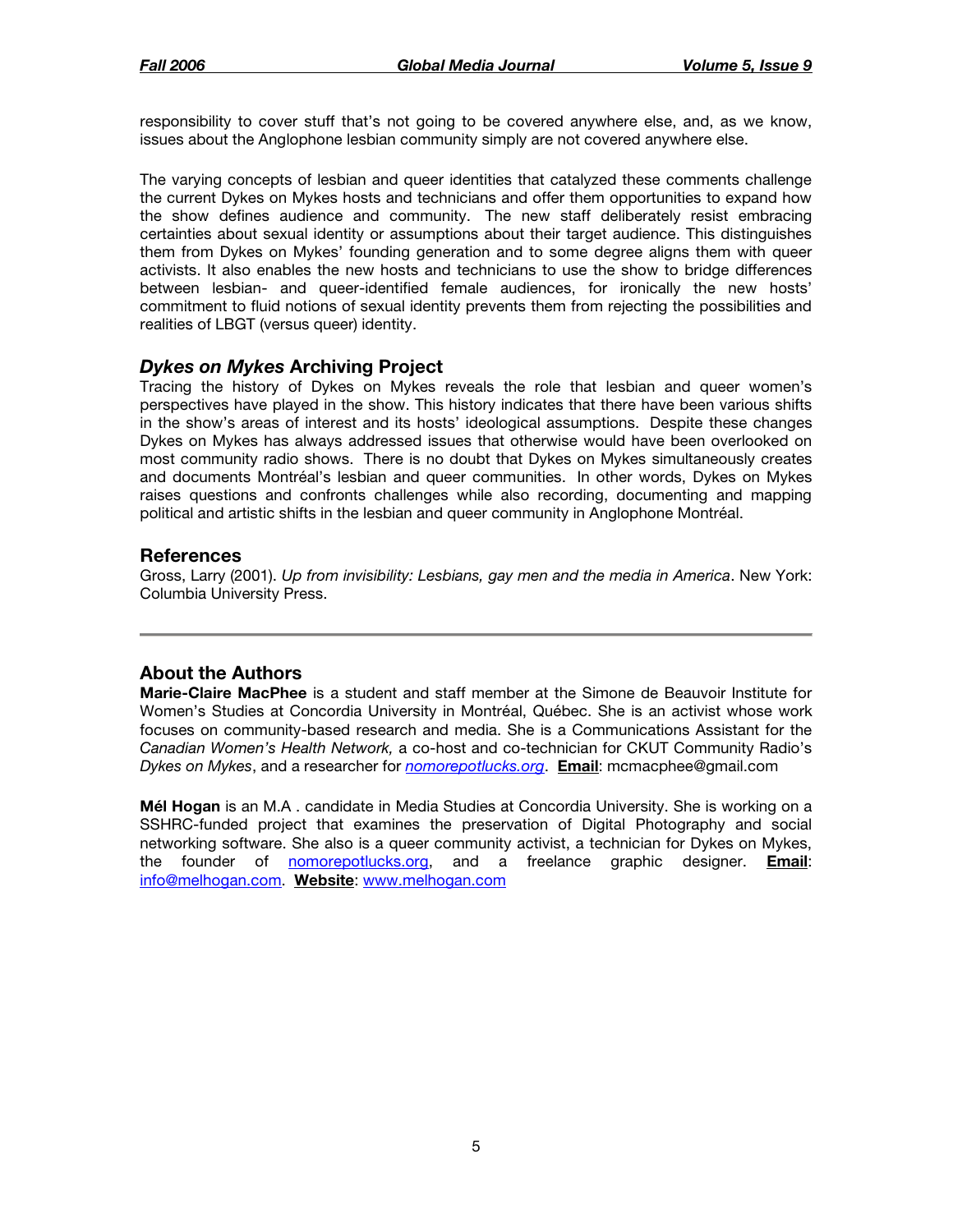responsibility to cover stuff that's not going to be covered anywhere else, and, as we know, issues about the Anglophone lesbian community simply are not covered anywhere else.

The varying concepts of lesbian and queer identities that catalyzed these comments challenge the current Dykes on Mykes hosts and technicians and offer them opportunities to expand how the show defines audience and community. The new staff deliberately resist embracing certainties about sexual identity or assumptions about their target audience. This distinguishes them from Dykes on Mykes' founding generation and to some degree aligns them with queer activists. It also enables the new hosts and technicians to use the show to bridge differences between lesbian- and queer-identified female audiences, for ironically the new hosts' commitment to fluid notions of sexual identity prevents them from rejecting the possibilities and realities of LBGT (versus queer) identity.

## *Dykes on Mykes* Archiving Project

Tracing the history of Dykes on Mykes reveals the role that lesbian and queer women's perspectives have played in the show. This history indicates that there have been various shifts in the show's areas of interest and its hosts' ideological assumptions. Despite these changes Dykes on Mykes has always addressed issues that otherwise would have been overlooked on most community radio shows. There is no doubt that Dykes on Mykes simultaneously creates and documents Montréal's lesbian and queer communities. In other words, Dykes on Mykes raises questions and confronts challenges while also recording, documenting and mapping political and artistic shifts in the lesbian and queer community in Anglophone Montréal.

## References

Gross, Larry (2001). *Up from invisibility: Lesbians, gay men and the media in America*. New York: Columbia University Press.

---

## About the Authors

**Marie-Claire MacPhee** is a student and staff member at the Simone de Beauvoir Institute for Women's Studies at Concordia University in Montréal, Québec. She is an activist whose work focuses on community-based research and media. She is a Communications Assistant for the *Canadian Women's Health Network,* a co-host and co-technician for CKUT Community Radio's *Dykes on Mykes*, and a researcher for *nomorepotlucks.org*. **Email**: mcmacphee@gmail.com

**Mél Hogan** is an M.A . candidate in Media Studies at Concordia University. She is working on a SSHRC-funded project that examines the preservation of Digital Photography and social networking software. She also is a queer community activist, a technician for Dykes on Mykes, the founder of nomorepotlucks.org, and a freelance graphic designer. **Email**: info@melhogan.com. **Website**: www.melhogan.com